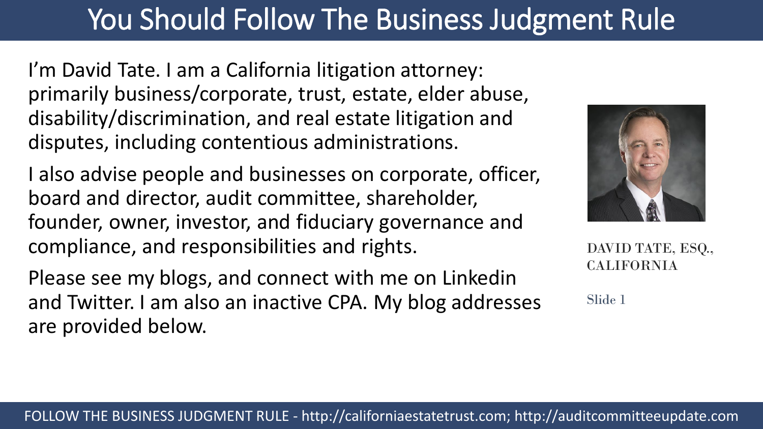# You Should Follow The Business Judgment Rule

I'm David Tate. I am a California litigation attorney: primarily business/corporate, trust, estate, elder abuse, disability/discrimination, and real estate litigation and disputes, including contentious administrations.

I also advise people and businesses on corporate, officer, board and director, audit committee, shareholder, founder, owner, investor, and fiduciary governance and compliance, and responsibilities and rights.

Please see my blogs, and connect with me on Linkedin and Twitter. I am also an inactive CPA. My blog addresses are provided below.

DAVID TATE, ESQ., CALIFORNIA

Slide 1

FOLLOW THE BUSINESS JUDGMENT RULE - http://californiaestatetrust.com; http://auditcommitteeupdate.com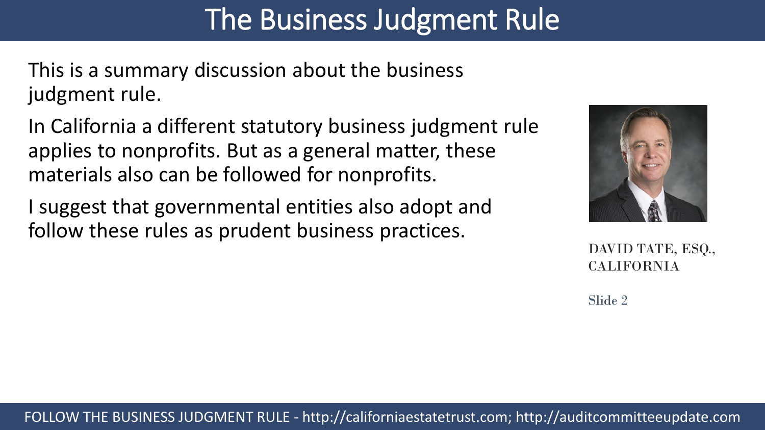# The Business Judgment Rule

This is a summary discussion about the business judgment rule.

In California a different statutory business judgment rule applies to nonprofits. But as a general matter, these materials also can be followed for nonprofits.

I suggest that governmental entities also adopt and follow these rules as prudent business practices.

DAVID TATE, ESQ., CALIFORNIA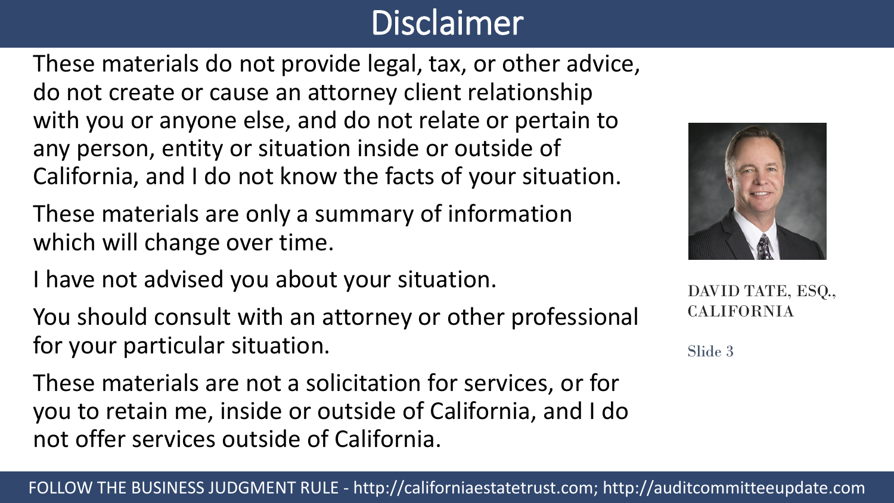# Disclaimer

These materials do not provide legal, tax, or other advice, do not create or cause an attorney client relationship with you or anyone else, and do not relate or pertain to any person, entity or situation inside or outside of California, and I do not know the facts of your situation.

These materials are only a summary of information which will change over time.

I have not advised you about your situation.

You should consult with an attorney or other professional for your particular situation.

These materials are not a solicitation for services, or for you to retain me, inside or outside of California, and I do not offer services outside of California.

DAVID TATE, ESQ., CALIFORNIA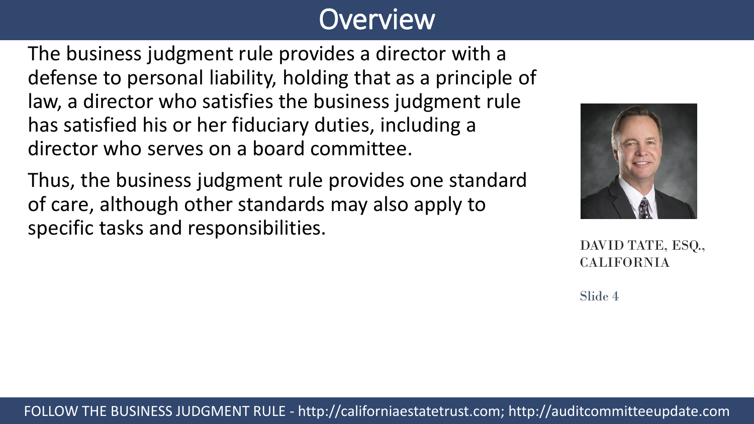# Overview

The business judgment rule provides a director with a defense to personal liability, holding that as a principle of law, a director who satisfies the business judgment rule has satisfied his or her fiduciary duties, including a director who serves on a board committee.

Thus, the business judgment rule provides one standard of care, although other standards may also apply to specific tasks and responsibilities.

DAVID TATE, ESQ., CALIFORNIA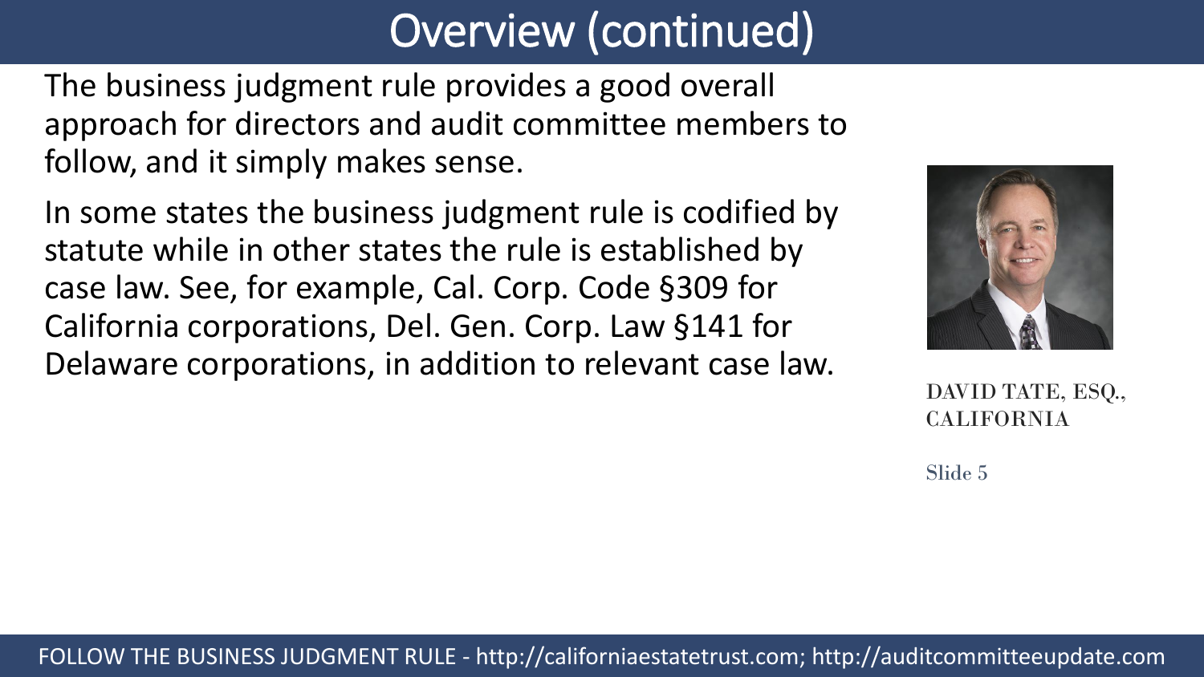# Overview (continued)

The business judgment rule provides a good overall approach for directors and audit committee members to follow, and it simply makes sense.

In some states the business judgment rule is codified by statute while in other states the rule is established by case law. See, for example, Cal. Corp. Code §309 for California corporations, Del. Gen. Corp. Law §141 for Delaware corporations, in addition to relevant case law.

DAVID TATE, ESQ., CALIFORNIA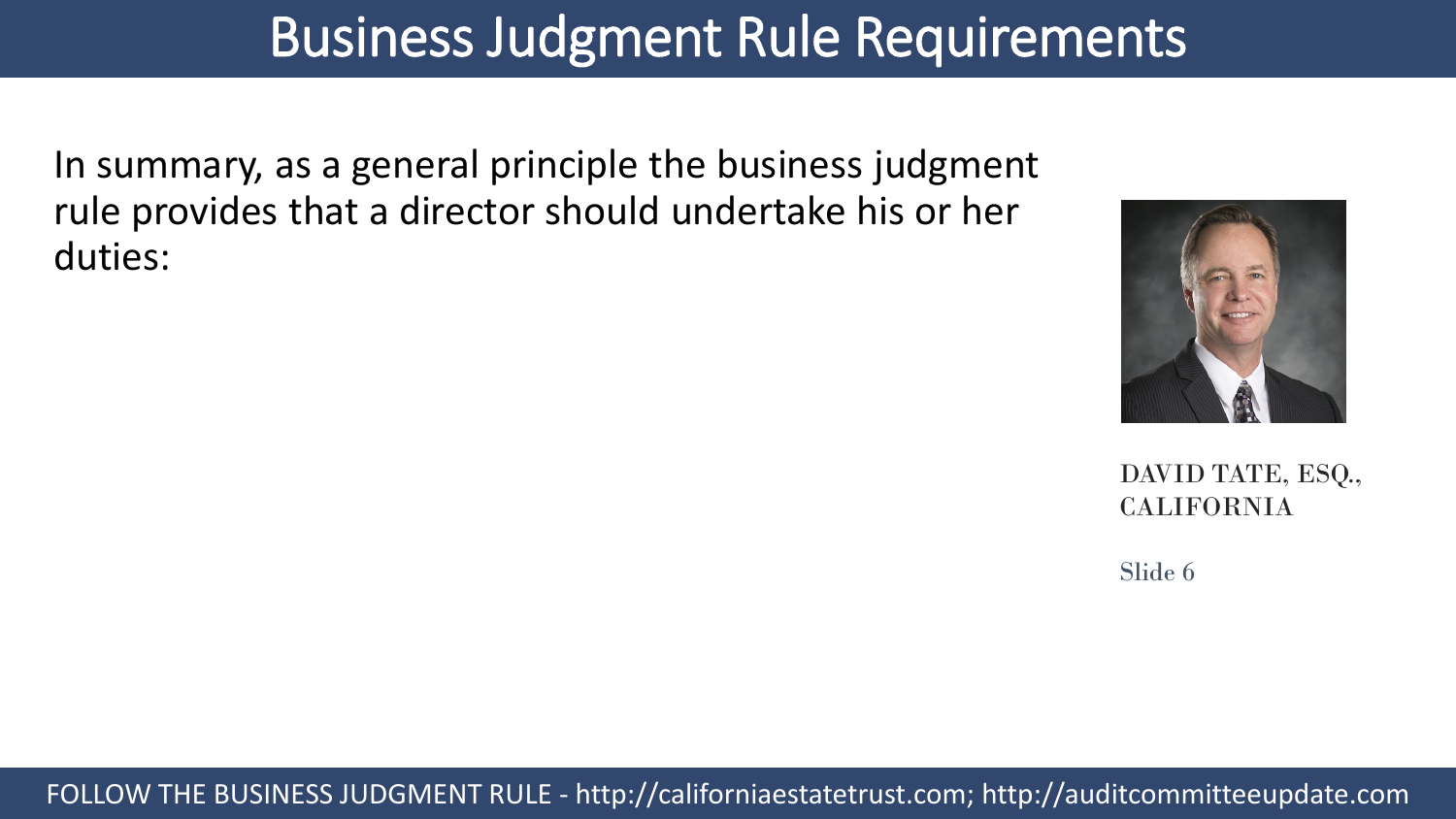# Business Judgment Rule Requirements

In summary, as a general principle the business judgment rule provides that a director should undertake his or her duties:

DAVID TATE, ESQ., CALIFORNIA

Slide 6

FOLLOW THE BUSINESS JUDGMENT RULE - http://californiaestatetrust.com; http://auditcommitteeupdate.com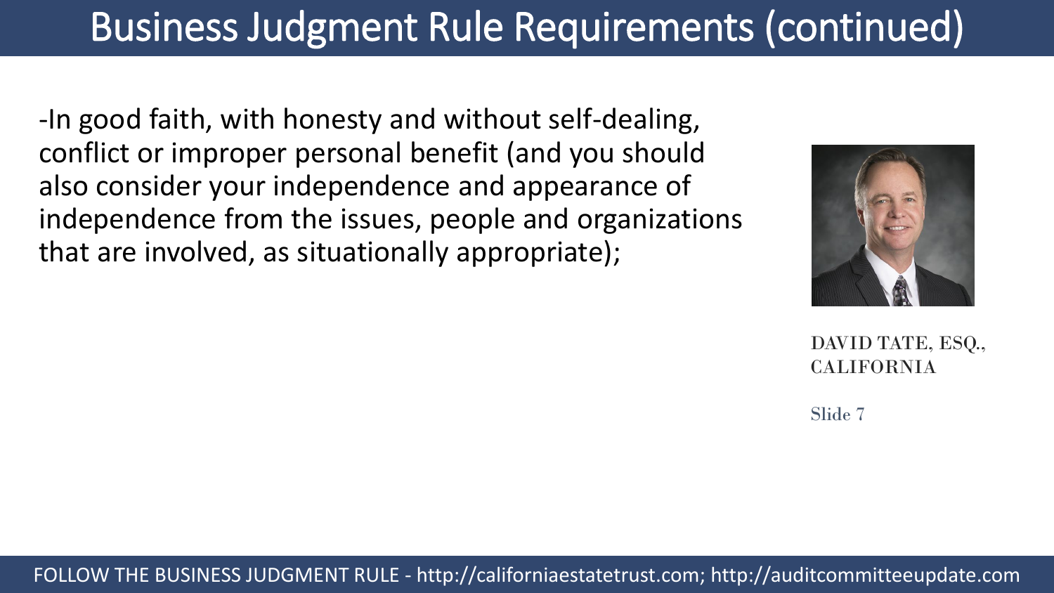# Business Judgment Rule Requirements (continued)

-In good faith, with honesty and without self-dealing, conflict or improper personal benefit (and you should also consider your independence and appearance of independence from the issues, people and organizations that are involved, as situationally appropriate);

DAVID TATE, ESQ., CALIFORNIA

Slide 7

FOLLOW THE BUSINESS JUDGMENT RULE - http://californiaestatetrust.com; http://auditcommitteeupdate.com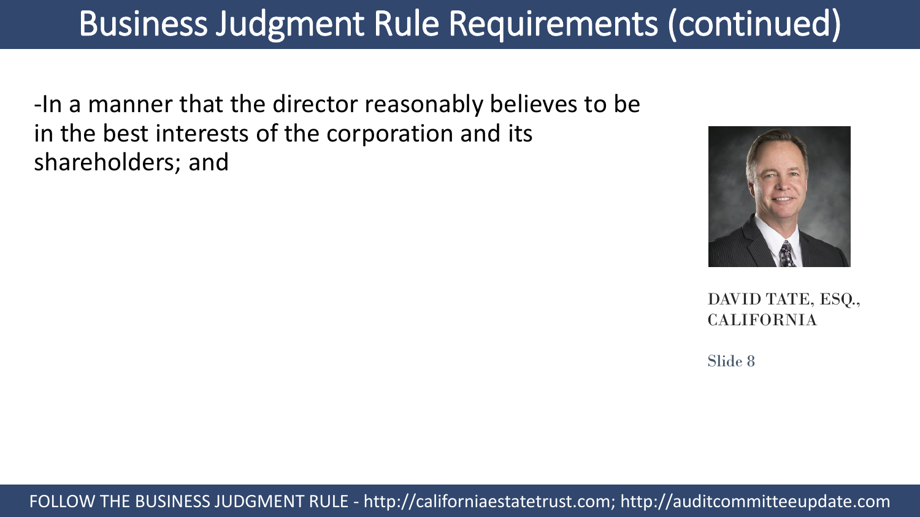# Business Judgment Rule Requirements (continued)

-In a manner that the director reasonably believes to be in the best interests of the corporation and its shareholders; and

DAVID TATE, ESQ., CALIFORNIA

Slide 8

FOLLOW THE BUSINESS JUDGMENT RULE - http://californiaestatetrust.com; http://auditcommitteeupdate.com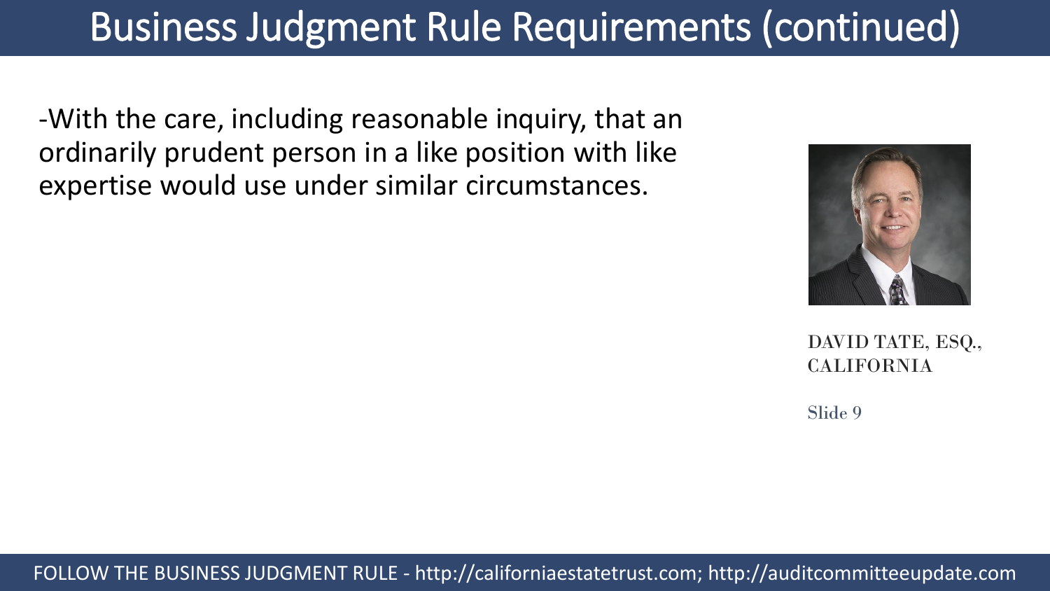# Business Judgment Rule Requirements (continued)

-With the care, including reasonable inquiry, that an ordinarily prudent person in a like position with like expertise would use under similar circumstances.

DAVID TATE, ESQ., CALIFORNIA

FOLLOW THE BUSINESS JUDGMENT RULE - http://californiaestatetrust.com; http://auditcommitteeupdate.com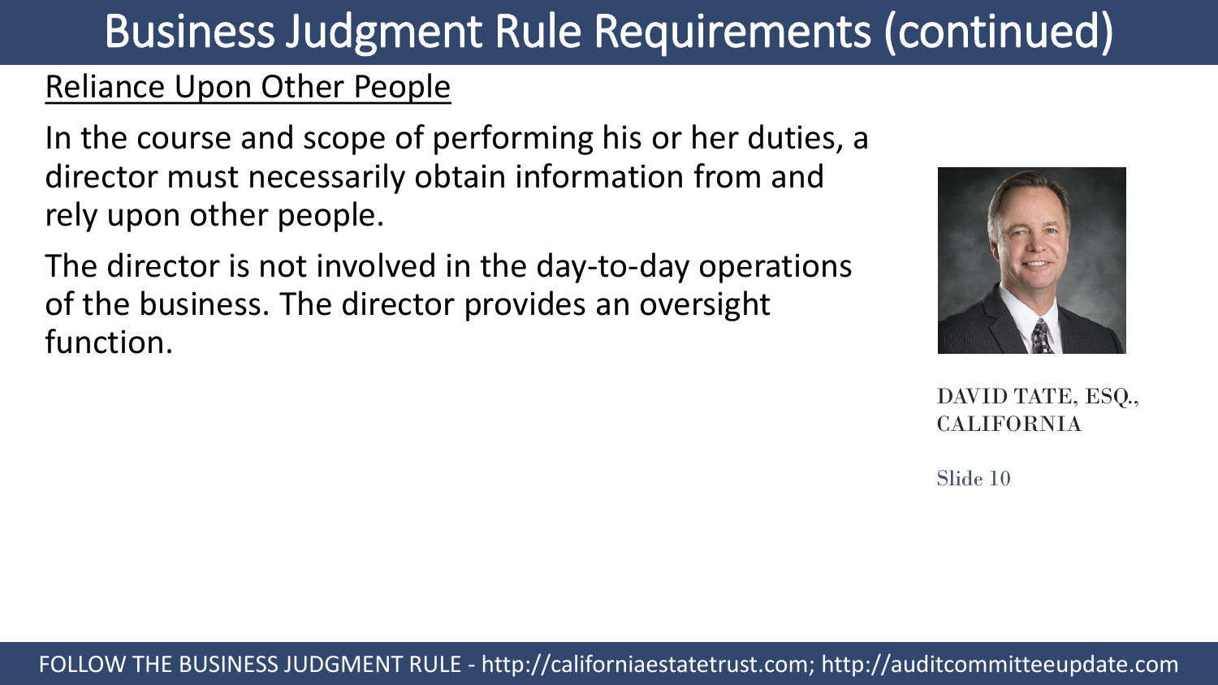# Business Judgment Rule Requirements (continued)

## Reliance Upon Other People

In the course and scope of performing his or her duties, a director must necessarily obtain information from and rely upon other people.

The director is not involved in the day-to-day operations of the business. The director provides an oversight function.

DAVID TATE, ESQ., CALIFORNIA

FOLLOW THE BUSINESS JUDGMENT RULE - http://californiaestatetrust.com; http://auditcommitteeupdate.com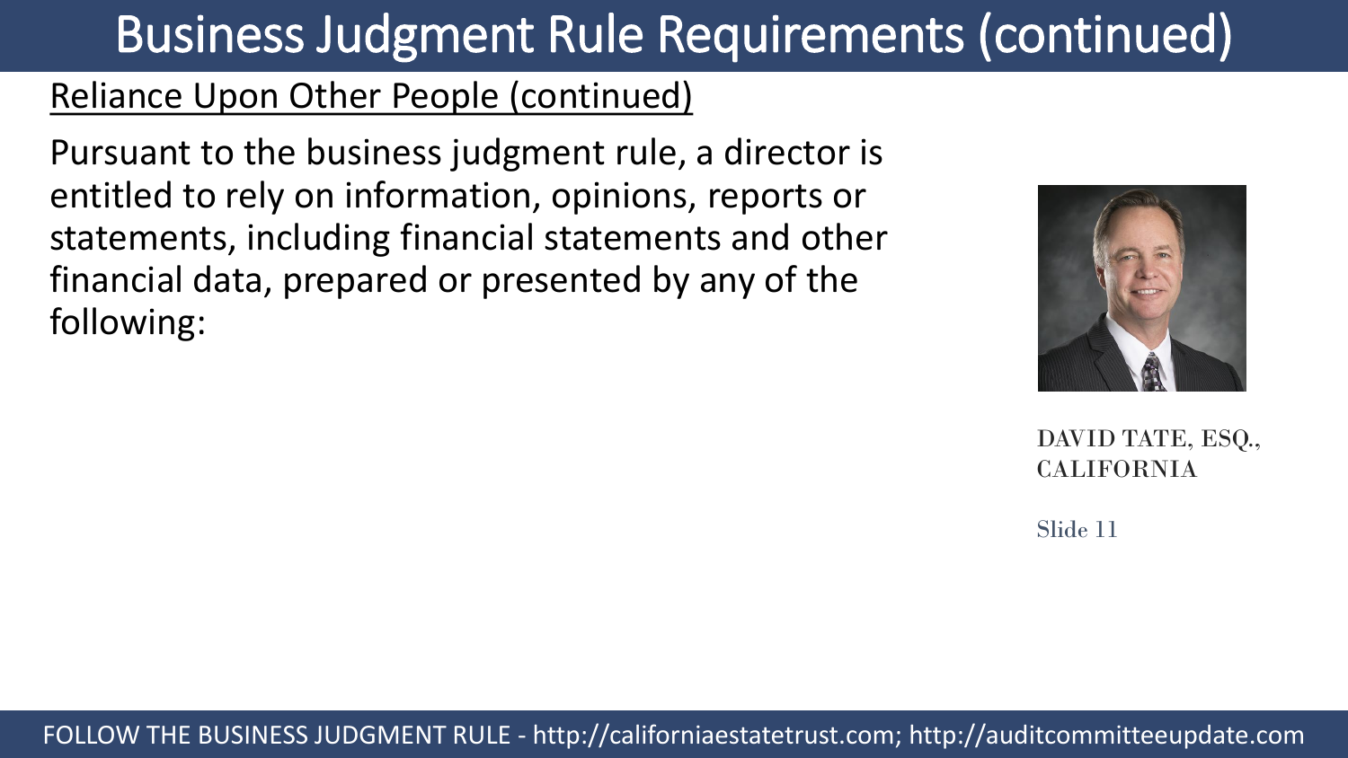# Business Judgment Rule Requirements (continued)

## Reliance Upon Other People (continued)

Pursuant to the business judgment rule, a director is entitled to rely on information, opinions, reports or statements, including financial statements and other financial data, prepared or presented by any of the following:

DAVID TATE, ESQ., CALIFORNIA

Slide 11

FOLLOW THE BUSINESS JUDGMENT RULE - http://californiaestatetrust.com; http://auditcommitteeupdate.com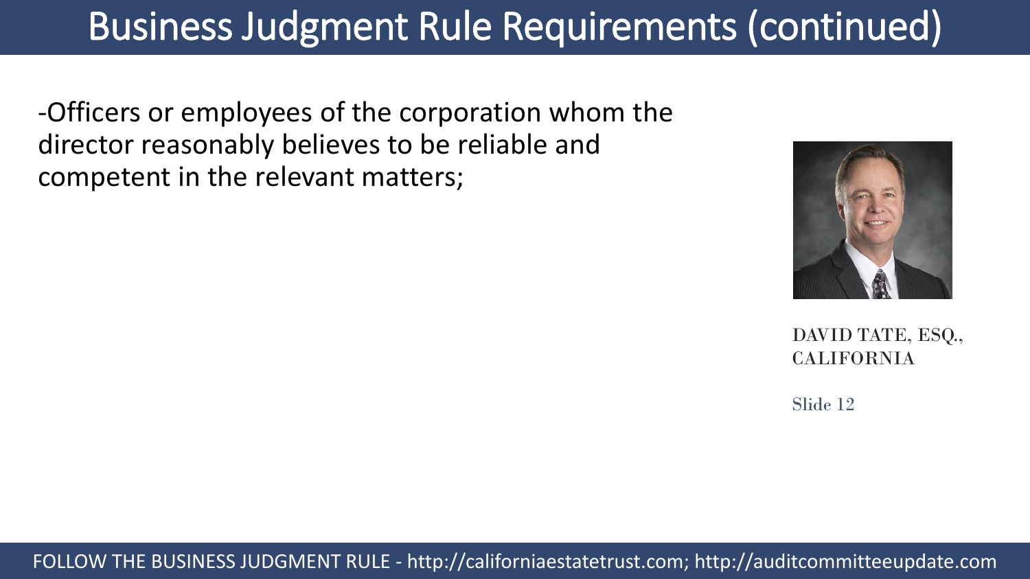# Business Judgment Rule Requirements (continued)

-Officers or employees of the corporation whom the director reasonably believes to be reliable and competent in the relevant matters;

DAVID TATE, ESQ., CALIFORNIA

Slide 12

FOLLOW THE BUSINESS JUDGMENT RULE - http://californiaestatetrust.com; http://auditcommitteeupdate.com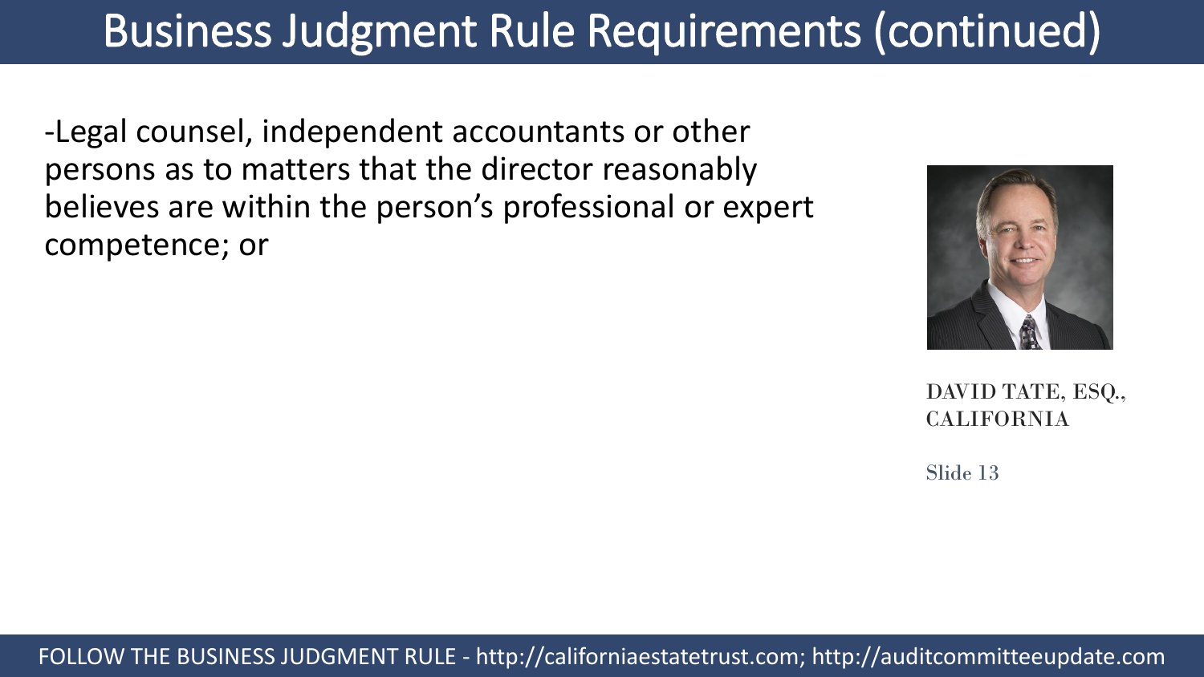# Business Judgment Rule Requirements (continued)

-Legal counsel, independent accountants or other persons as to matters that the director reasonably believes are within the person's professional or expert competence; or

DAVID TATE, ESQ., CALIFORNIA

Slide 13

FOLLOW THE BUSINESS JUDGMENT RULE - http://californiaestatetrust.com; http://auditcommitteeupdate.com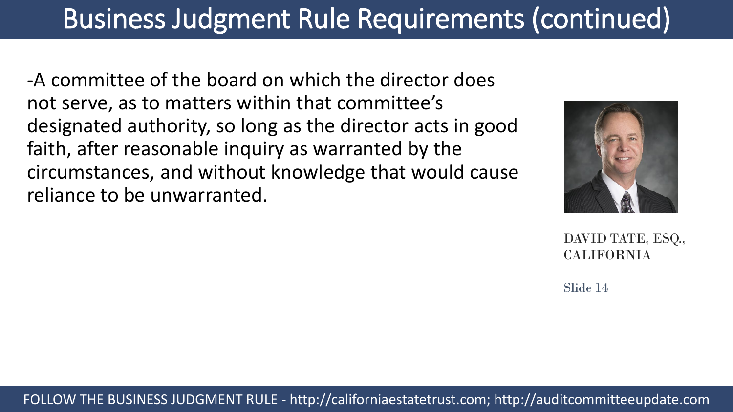# Business Judgment Rule Requirements (continued)

-A committee of the board on which the director does not serve, as to matters within that committee's designated authority, so long as the director acts in good faith, after reasonable inquiry as warranted by the circumstances, and without knowledge that would cause reliance to be unwarranted.

DAVID TATE, ESQ., CALIFORNIA

FOLLOW THE BUSINESS JUDGMENT RULE - http://californiaestatetrust.com; http://auditcommitteeupdate.com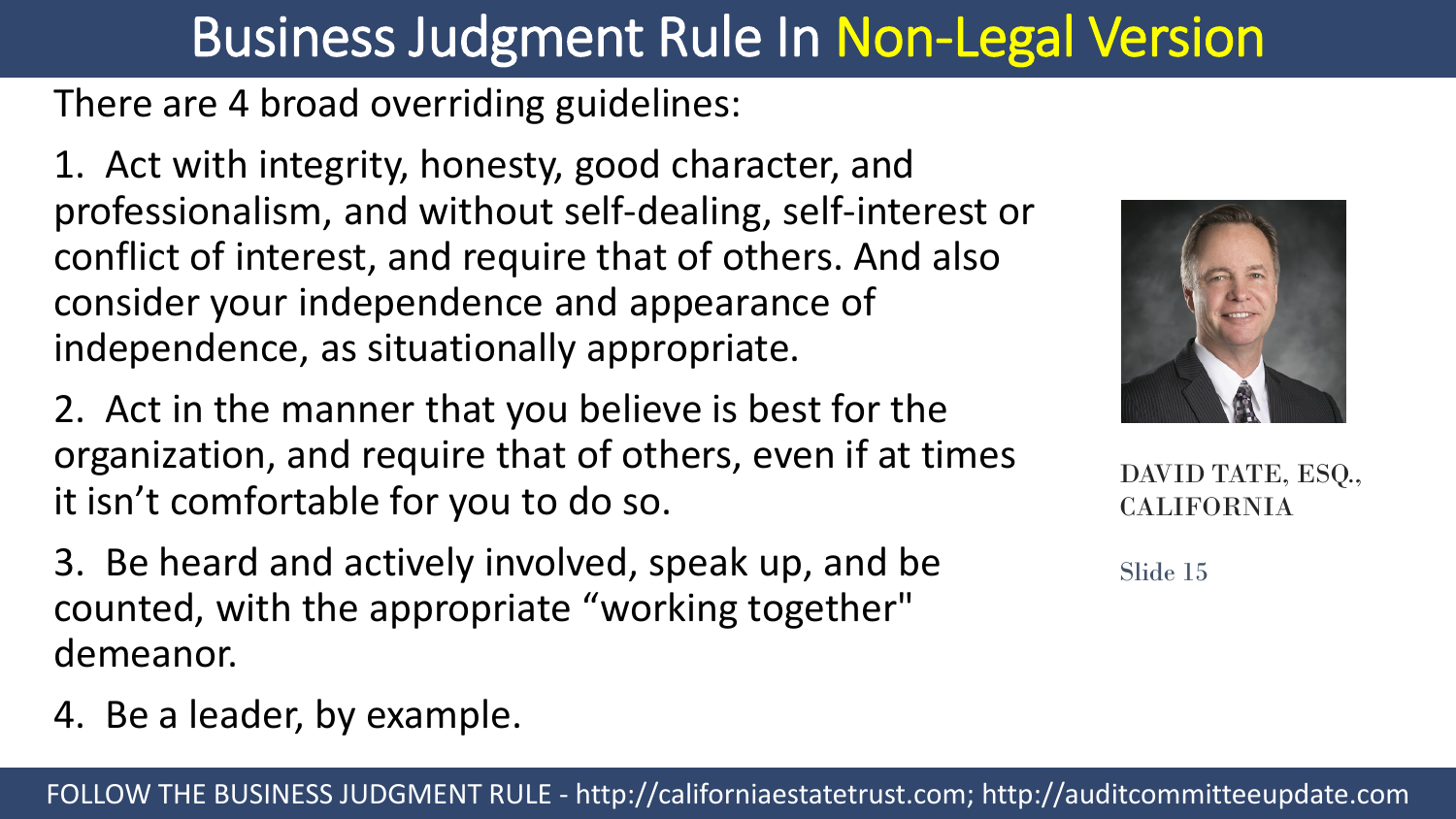# Business Judgment Rule In Non-Legal Version

There are 4 broad overriding guidelines:

1. Act with integrity, honesty, good character, and professionalism, and without self-dealing, self-interest or conflict of interest, and require that of others. And also consider your independence and appearance of independence, as situationally appropriate.

2. Act in the manner that you believe is best for the organization, and require that of others, even if at times it isn't comfortable for you to do so.

3. Be heard and actively involved, speak up, and be counted, with the appropriate "working together" demeanor.

4. Be a leader, by example.

DAVID TATE, ESQ., CALIFORNIA

Slide 15

FOLLOW THE BUSINESS JUDGMENT RULE - http://californiaestatetrust.com; http://auditcommitteeupdate.com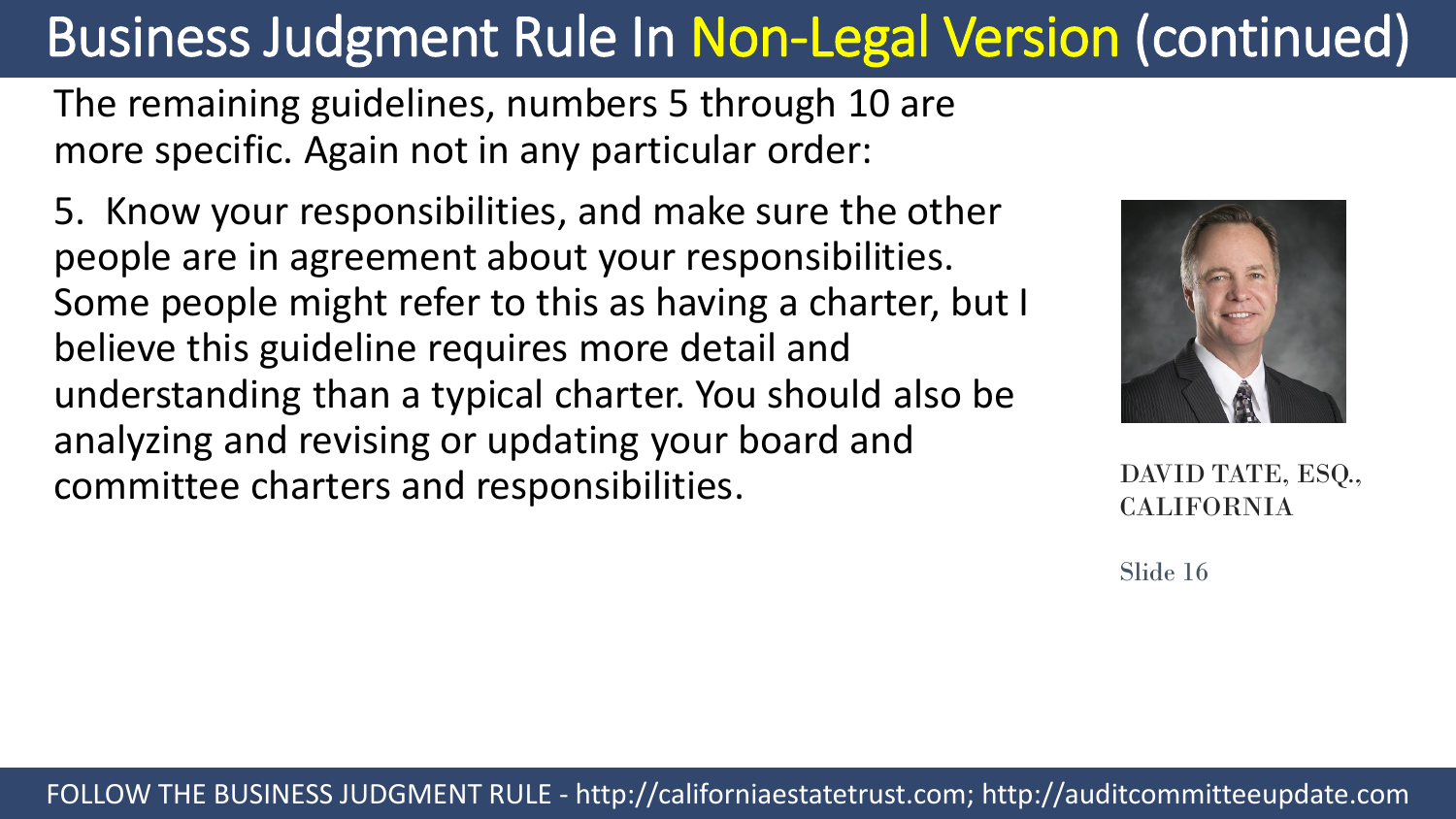# Business Judgment Rule In Non-Legal Version (continued)

The remaining guidelines, numbers 5 through 10 are more specific. Again not in any particular order:

5. Know your responsibilities, and make sure the other people are in agreement about your responsibilities. Some people might refer to this as having a charter, but I believe this guideline requires more detail and understanding than a typical charter. You should also be analyzing and revising or updating your board and committee charters and responsibilities.

DAVID TATE, ESQ., CALIFORNIA

FOLLOW THE BUSINESS JUDGMENT RULE - http://californiaestatetrust.com; http://auditcommitteeupdate.com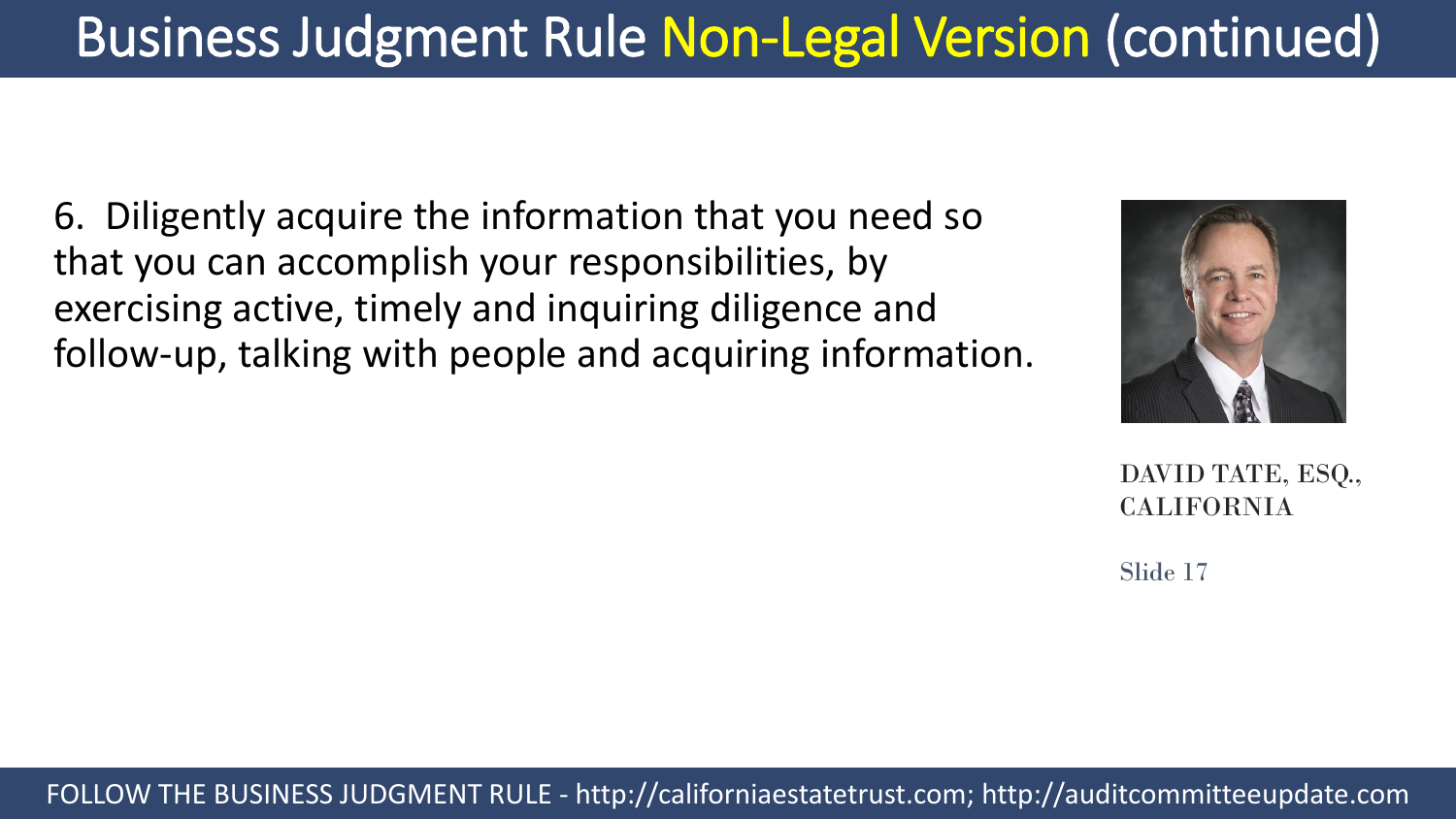# Business Judgment Rule Non-Legal Version (continued)

6. Diligently acquire the information that you need so that you can accomplish your responsibilities, by exercising active, timely and inquiring diligence and follow-up, talking with people and acquiring information.

DAVID TATE, ESQ., CALIFORNIA

Slide 17

FOLLOW THE BUSINESS JUDGMENT RULE - http://californiaestatetrust.com; http://auditcommitteeupdate.com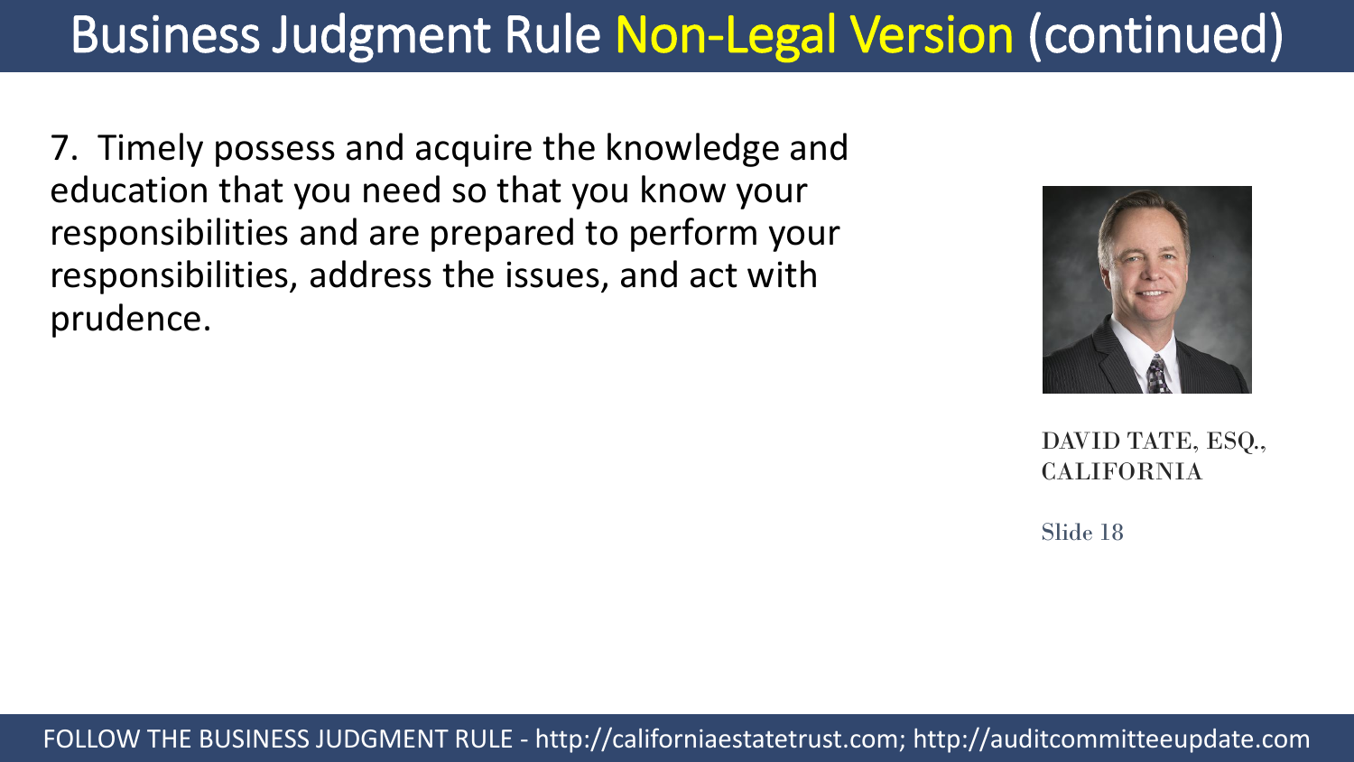# Business Judgment Rule Non-Legal Version (continued)

7. Timely possess and acquire the knowledge and education that you need so that you know your responsibilities and are prepared to perform your responsibilities, address the issues, and act with prudence.

DAVID TATE, ESQ., CALIFORNIA

FOLLOW THE BUSINESS JUDGMENT RULE - http://californiaestatetrust.com; http://auditcommitteeupdate.com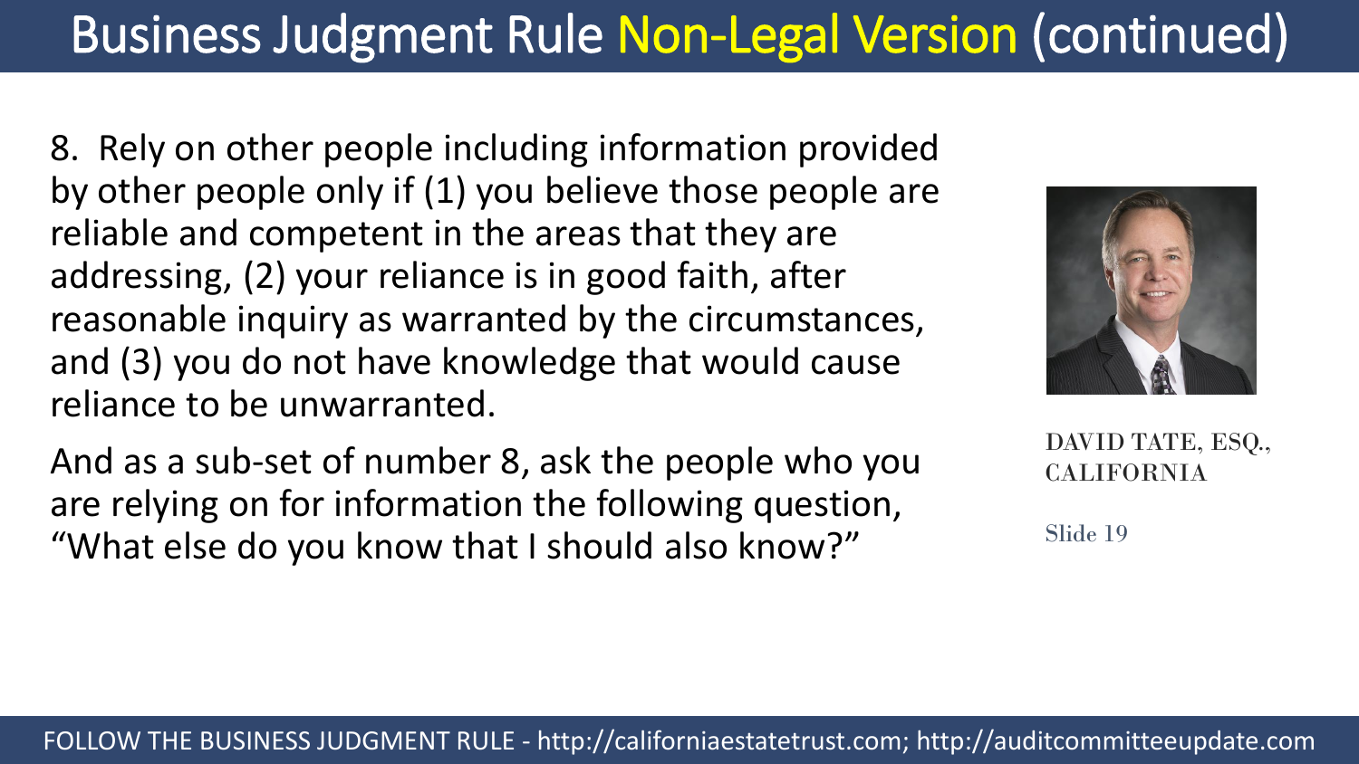# Business Judgment Rule Non-Legal Version (continued)

8. Rely on other people including information provided by other people only if (1) you believe those people are reliable and competent in the areas that they are addressing, (2) your reliance is in good faith, after reasonable inquiry as warranted by the circumstances, and (3) you do not have knowledge that would cause reliance to be unwarranted.

And as a sub-set of number 8, ask the people who you are relying on for information the following question, "What else do you know that I should also know?"

DAVID TATE, ESQ., CALIFORNIA

FOLLOW THE BUSINESS JUDGMENT RULE - http://californiaestatetrust.com; http://auditcommitteeupdate.com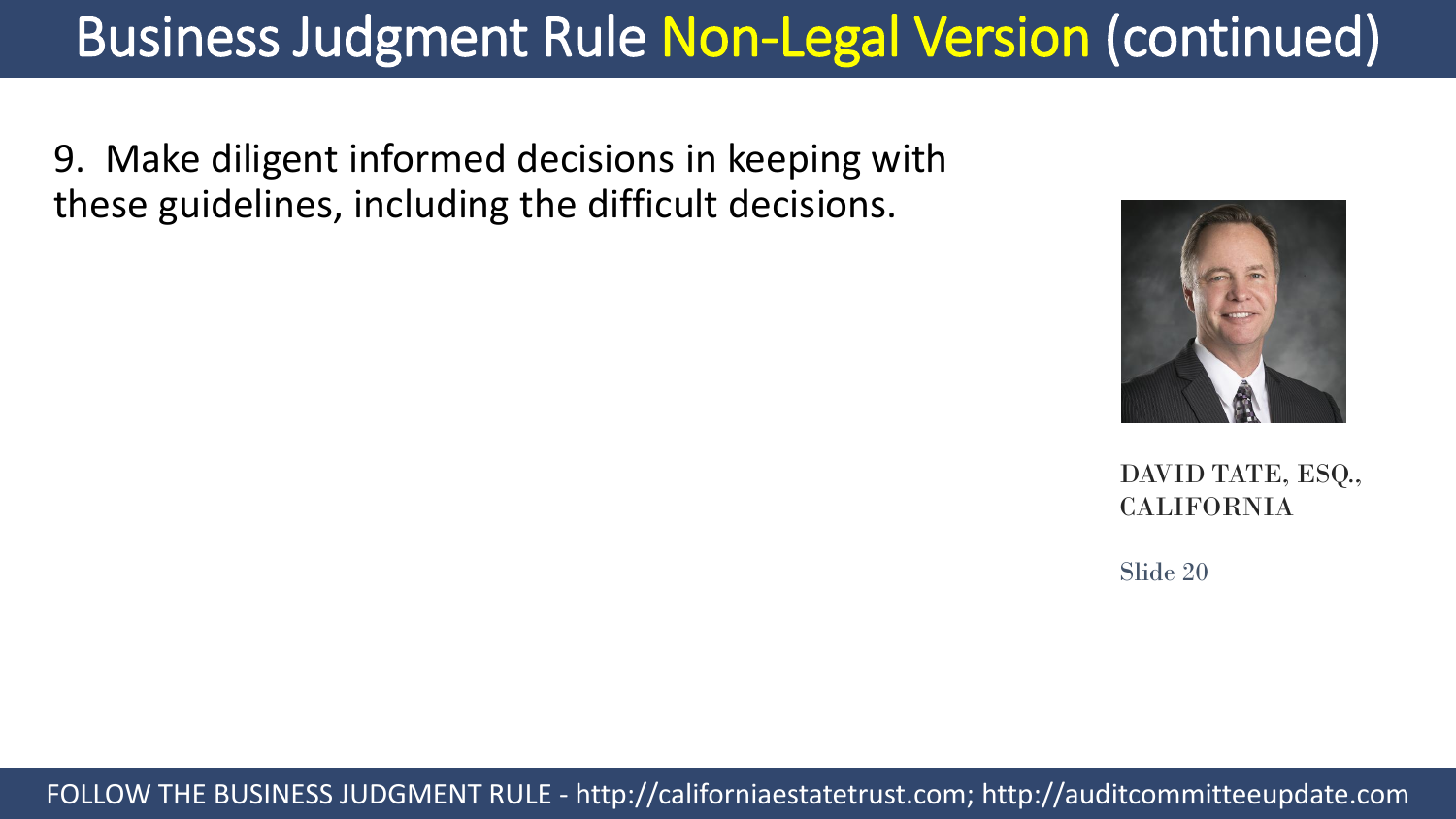# Business Judgment Rule Non-Legal Version (continued)

9. Make diligent informed decisions in keeping with these guidelines, including the difficult decisions.

DAVID TATE, ESQ., CALIFORNIA

FOLLOW THE BUSINESS JUDGMENT RULE - http://californiaestatetrust.com; http://auditcommitteeupdate.com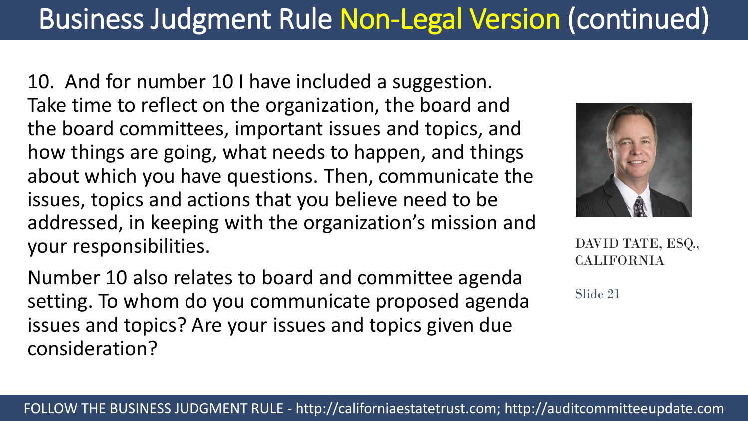# Business Judgment Rule Non-Legal Version (continued)

10. And for number 10 I have included a suggestion. Take time to reflect on the organization, the board and the board committees, important issues and topics, and how things are going, what needs to happen, and things about which you have questions. Then, communicate the issues, topics and actions that you believe need to be addressed, in keeping with the organization's mission and your responsibilities.

Number 10 also relates to board and committee agenda setting. To whom do you communicate proposed agenda issues and topics? Are your issues and topics given due consideration?

DAVID TATE, ESQ., CALIFORNIA

FOLLOW THE BUSINESS JUDGMENT RULE - http://californiaestatetrust.com; http://auditcommitteeupdate.com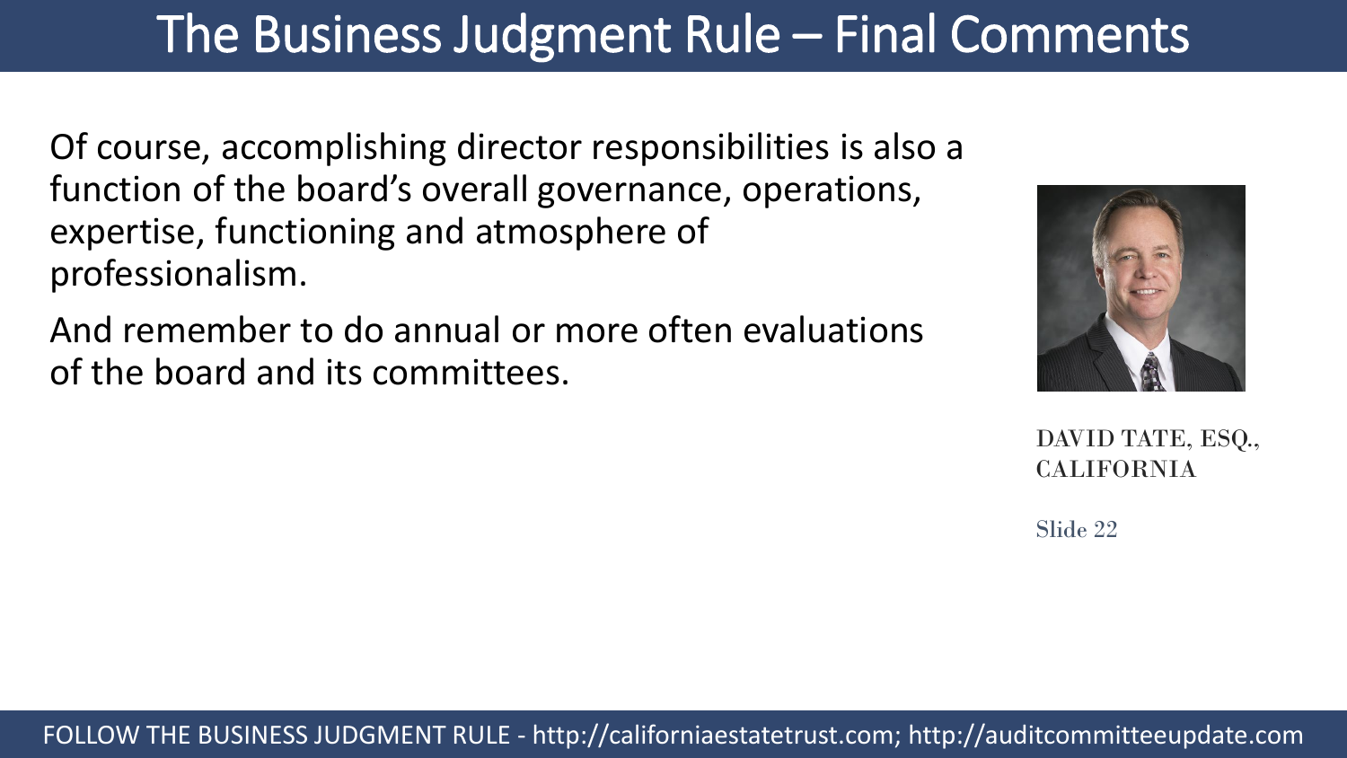# The Business Judgment Rule – Final Comments

Of course, accomplishing director responsibilities is also a function of the board's overall governance, operations, expertise, functioning and atmosphere of professionalism.

And remember to do annual or more often evaluations of the board and its committees.

DAVID TATE, ESQ., CALIFORNIA

FOLLOW THE BUSINESS JUDGMENT RULE - http://californiaestatetrust.com; http://auditcommitteeupdate.com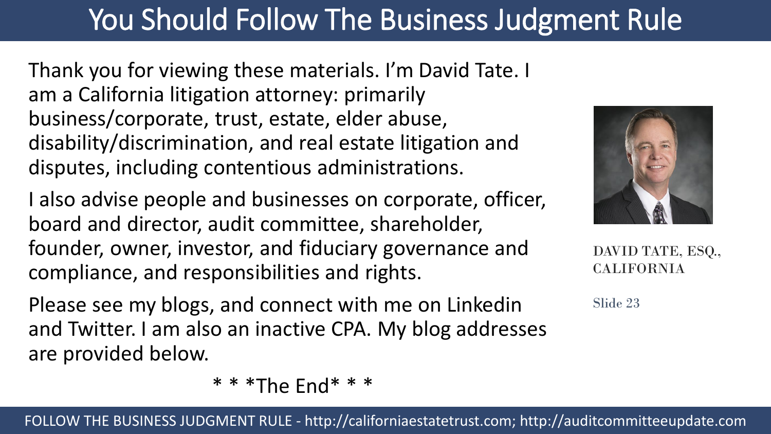# You Should Follow The Business Judgment Rule

Thank you for viewing these materials. I'm David Tate. I am a California litigation attorney: primarily business/corporate, trust, estate, elder abuse, disability/discrimination, and real estate litigation and disputes, including contentious administrations.

I also advise people and businesses on corporate, officer, board and director, audit committee, shareholder, founder, owner, investor, and fiduciary governance and compliance, and responsibilities and rights.

Please see my blogs, and connect with me on Linkedin and Twitter. I am also an inactive CPA. My blog addresses are provided below.

* * *The End* * *

DAVID TATE, ESQ., CALIFORNIA

FOLLOW THE BUSINESS JUDGMENT RULE - http://californiaestatetrust.com; http://auditcommitteeupdate.com